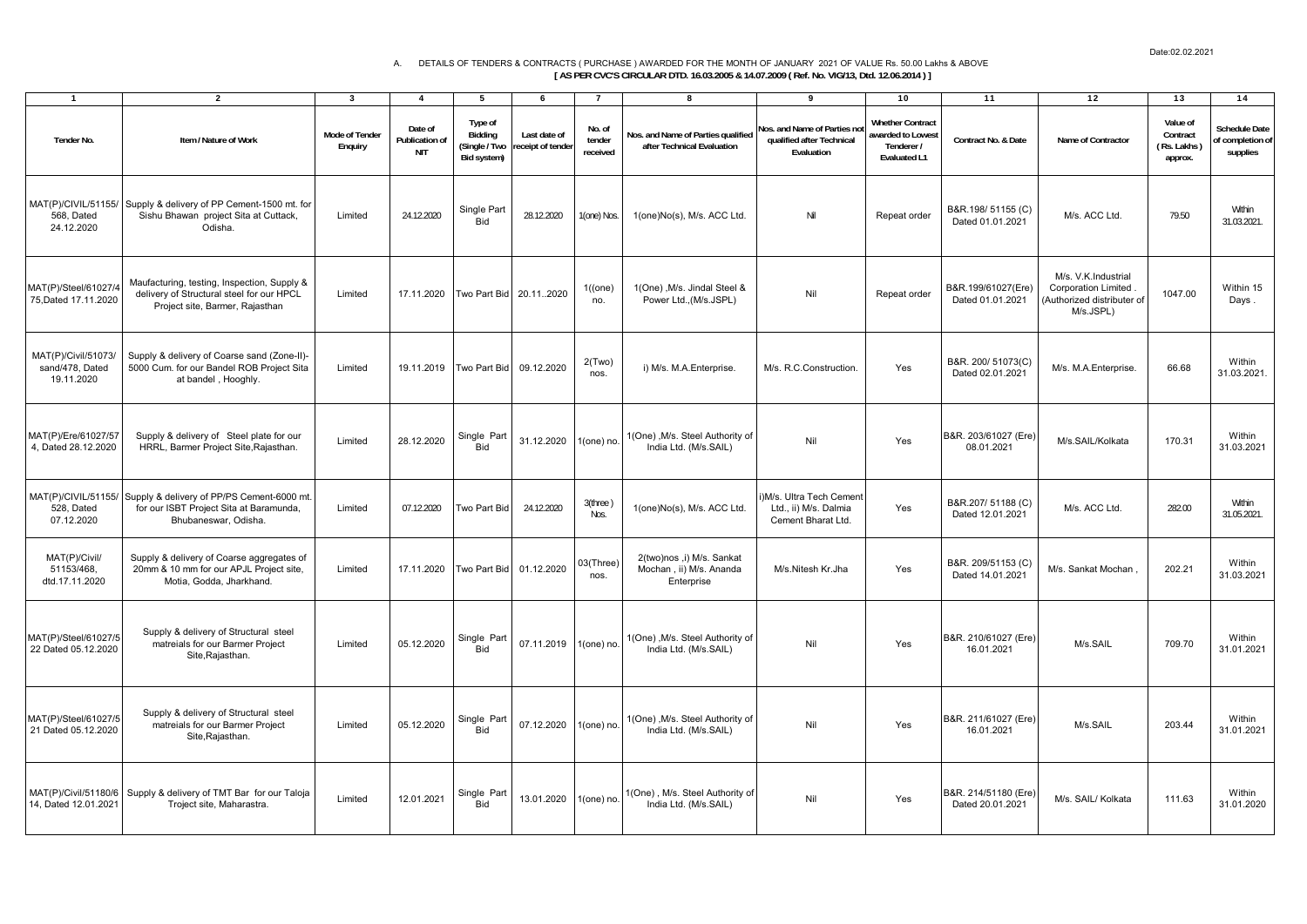Date:02.02.2021

A. DETAILS OF TENDERS & CONTRACTS ( PURCHASE ) AWARDED FOR THE MONTH OF JANUARY 2021 OF VALUE Rs. 50.00 Lakhs & ABOVE

**[ AS PER CVC'S CIRCULAR DTD. 16.03.2005 & 14.07.2009 ( Ref. No. VIG/13, Dtd. 12.06.2014 ) ]**

| 1 | 2 | 3 | 4 | 5 | 6 | 7 | 8 | 9 | 10 | 11 | 12 | 13 | 14 |
|---|---|---|---|---|---|---|---|---|---|---|---|---|---|
| Tender No. | Item / Nature of Work | Mode of Tender Enquiry | Date of Publication of NIT | Type of Bidding (Single / Two Bid system) | Last date of receipt of tender | No. of tender received | Nos. and Name of Parties qualified after Technical Evaluation | Nos. and Name of Parties not qualified after Technical Evaluation | Whether Contract awarded to Lowest Tenderer / Evaluated L1 | Contract No. & Date | Name of Contractor | Value of Contract ( Rs. Lakhs ) approx. | Schedule Date of completion of supplies |
| MAT(P)/CIVIL/51155/ 568, Dated 24.12.2020 | Supply & delivery of PP Cement-1500 mt. for Sishu Bhawan project Sita at Cuttack, Odisha. | Limited | 24.12.2020 | Single Part Bid | 28.12.2020 | 1(one) Nos. | 1(one)No(s), M/s. ACC Ltd. | Nil | Repeat order | B&R.198/ 51155 (C) Dated 01.01.2021 | M/s. ACC Ltd. | 79.50 | Within 31.03.2021. |
| MAT(P)/Steel/61027/4 75,Dated 17.11.2020 | Maufacturing, testing, Inspection, Supply & delivery of Structural steel for our HPCL Project site, Barmer, Rajasthan | Limited | 17.11.2020 | Two Part Bid | 20.11..2020 | 1((one) no. | 1(One) ,M/s. Jindal Steel & Power Ltd.,(M/s.JSPL) | Nil | Repeat order | B&R.199/61027(Ere) Dated 01.01.2021 | M/s. V.K.Industrial Corporation Limited . (Authorized distributer of M/s.JSPL) | 1047.00 | Within 15 Days . |
| MAT(P)/Civil/51073/ sand/478, Dated 19.11.2020 | Supply & delivery of Coarse sand (Zone-II)- 5000 Cum. for our Bandel ROB Project Sita at bandel , Hooghly. | Limited | 19.11.2019 | Two Part Bid | 09.12.2020 | 2(Two) nos. | i) M/s. M.A.Enterprise. | M/s. R.C.Construction. | Yes | B&R. 200/ 51073(C) Dated 02.01.2021 | M/s. M.A.Enterprise. | 66.68 | Within 31.03.2021. |
| MAT(P)/Ere/61027/57 4, Dated 28.12.2020 | Supply & delivery of Steel plate for our HRRL, Barmer Project Site,Rajasthan. | Limited | 28.12.2020 | Single Part Bid | 31.12.2020 | 1(one) no. | 1(One) ,M/s. Steel Authority of India Ltd. (M/s.SAIL) | Nil | Yes | B&R. 203/61027 (Ere) 08.01.2021 | M/s.SAIL/Kolkata | 170.31 | Within 31.03.2021 |
| MAT(P)/CIVIL/51155/ 528, Dated 07.12.2020 | Supply & delivery of PP/PS Cement-6000 mt. for our ISBT Project Sita at Baramunda, Bhubaneswar, Odisha. | Limited | 07.12.2020 | Two Part Bid | 24.12.2020 | 3(three ) Nos. | 1(one)No(s), M/s. ACC Ltd. | i)M/s. Ultra Tech Cement Ltd., ii) M/s. Dalmia Cement Bharat Ltd. | Yes | B&R.207/ 51188 (C) Dated 12.01.2021 | M/s. ACC Ltd. | 282.00 | Within 31.05.2021. |
| MAT(P)/Civil/ 51153/468, dtd.17.11.2020 | Supply & delivery of Coarse aggregates of 20mm & 10 mm for our APJL Project site, Motia, Godda, Jharkhand. | Limited | 17.11.2020 | Two Part Bid | 01.12.2020 | 03(Three) nos. | 2(two)nos ,i) M/s. Sankat Mochan , ii) M/s. Ananda Enterprise | M/s.Nitesh Kr.Jha | Yes | B&R. 209/51153 (C) Dated 14.01.2021 | M/s. Sankat Mochan , | 202.21 | Within 31.03.2021 |
| MAT(P)/Steel/61027/5 22 Dated 05.12.2020 | Supply & delivery of Structural steel matreials for our Barmer Project Site,Rajasthan. | Limited | 05.12.2020 | Single Part Bid | 07.11.2019 | 1(one) no. | 1(One) ,M/s. Steel Authority of India Ltd. (M/s.SAIL) | Nil | Yes | B&R. 210/61027 (Ere) 16.01.2021 | M/s.SAIL | 709.70 | Within 31.01.2021 |
| MAT(P)/Steel/61027/5 21 Dated 05.12.2020 | Supply & delivery of Structural steel matreials for our Barmer Project Site,Rajasthan. | Limited | 05.12.2020 | Single Part Bid | 07.12.2020 | 1(one) no. | 1(One) ,M/s. Steel Authority of India Ltd. (M/s.SAIL) | Nil | Yes | B&R. 211/61027 (Ere) 16.01.2021 | M/s.SAIL | 203.44 | Within 31.01.2021 |
| MAT(P)/Civil/51180/6 14, Dated 12.01.2021 | Supply & delivery of TMT Bar for our Taloja Troject site, Maharastra. | Limited | 12.01.2021 | Single Part Bid | 13.01.2020 | 1(one) no. | 1(One) , M/s. Steel Authority of India Ltd. (M/s.SAIL) | Nil | Yes | B&R. 214/51180 (Ere) Dated 20.01.2021 | M/s. SAIL/ Kolkata | 111.63 | Within 31.01.2020 |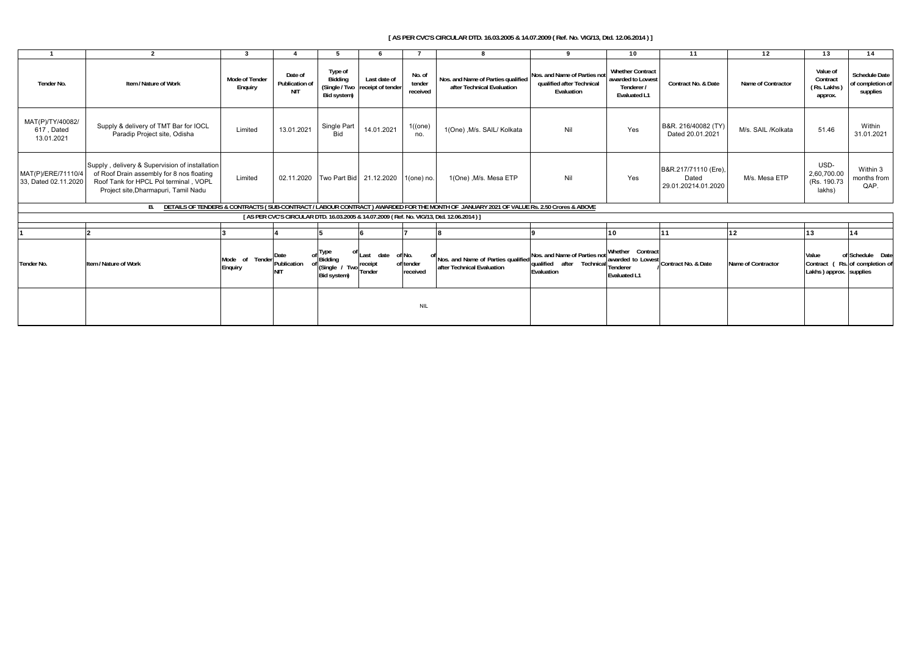**[ AS PER CVC'S CIRCULAR DTD. 16.03.2005 & 14.07.2009 ( Ref. No. VIG/13, Dtd. 12.06.2014 ) ]**

| 1 | 2 | 3 | 4 | 5 | 6 | 7 | 8 | 9 | 10 | 11 | 12 | 13 | 14 |
|---|---|---|---|---|---|---|---|---|---|---|---|---|---|
| Tender No. | Item / Nature of Work | Mode of Tender Enquiry | Date of Publication of NIT | Type of Bidding (Single / Two Bid system) | Last date of receipt of tender | No. of tender received | Nos. and Name of Parties qualified after Technical Evaluation | Nos. and Name of Parties not qualified after Technical Evaluation | Whether Contract awarded to Lowest Tenderer / Evaluated L1 | Contract No. & Date | Name of Contractor | Value of Contract ( Rs. Lakhs ) approx. | Schedule Date of completion of supplies |
| MAT(P)/TY/40082/ 617 , Dated 13.01.2021 | Supply & delivery of TMT Bar for IOCL Paradip Project site, Odisha | Limited | 13.01.2021 | Single Part Bid | 14.01.2021 | 1((one) no. | 1(One) ,M/s. SAIL/ Kolkata | Nil | Yes | B&R. 216/40082 (TY) Dated 20.01.2021 | M/s. SAIL /Kolkata | 51.46 | Within 31.01.2021 |
| MAT(P)/ERE/71110/4 33, Dated 02.11.2020 | Supply , delivery & Supervision of installation of Roof Drain assembly for 8 nos floating Roof Tank for HPCL Pol terminal , VOPL Project site,Dharmapuri, Tamil Nadu | Limited | 02.11.2020 | Two Part Bid | 21.12.2020 | 1(one) no. | 1(One) ,M/s. Mesa ETP | Nil | Yes | B&R.217/71110 (Ere), Dated 29.01.20214.01.2020 | M/s. Mesa ETP | USD- 2,60,700.00 (Rs. 190.73 lakhs) | Within 3 months from QAP. |

**B. DETAILS OF TENDERS & CONTRACTS ( SUB-CONTRACT / LABOUR CONTRACT ) AWARDED FOR THE MONTH OF JANUARY 2021 OF VALUE Rs. 2.50 Crores & ABOVE**

**[ AS PER CVC'S CIRCULAR DTD. 16.03.2005 & 14.07.2009 ( Ref. No. VIG/13, Dtd. 12.06.2014 ) ]**

| 1 | 2 | 3 | 4 | 5 | 6 | 7 | 8 | 9 | 10 | 11 | 12 | 13 | 14 |
|---|---|---|---|---|---|---|---|---|---|---|---|---|---|
| Tender No. | Item / Nature of Work | Mode of Tender Enquiry | Date of Publication of NIT | Type of Bidding (Single / Two Bid system) | Last date of receipt of Tender | No. of tender received | Nos. and Name of Parties qualified after Technical Evaluation | Nos. and Name of Parties not qualified after Technical Evaluation | Whether Contract awarded to Lowest Tenderer / Evaluated L1 | Contract No. & Date | Name of Contractor | Value of Contract ( Rs. Lakhs ) approx. | Schedule Date of completion of supplies |
| | | | | | | NIL | | | | | | | |